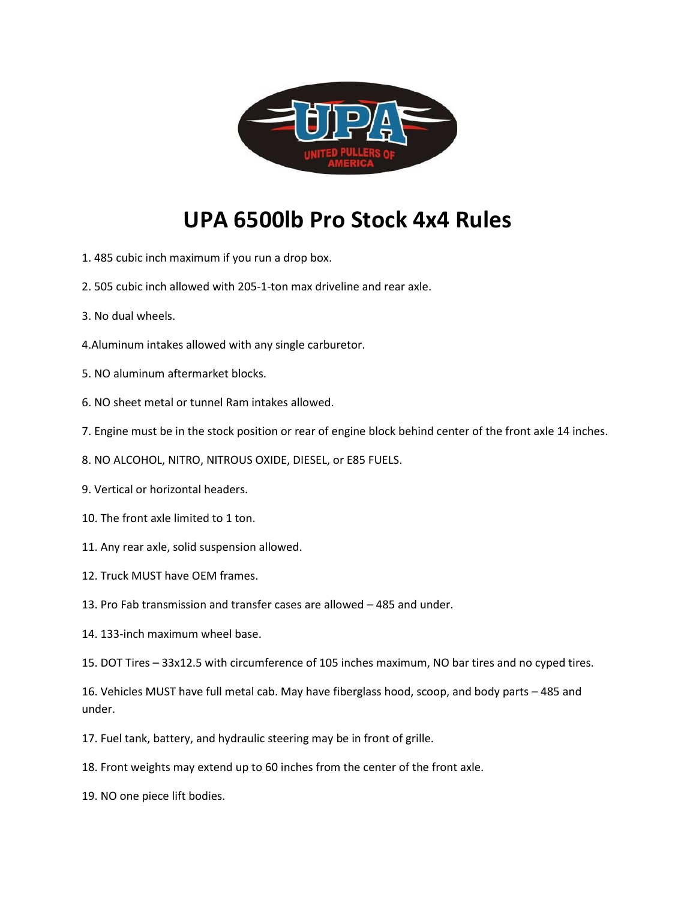# UPA 6500lb Pro Stock 4x4 Rules

1. 485 cubic inch maximum if you run a drop box.
2. 505 cubic inch allowed with 205-1-ton max driveline and rear axle.
3. No dual wheels.
4. Aluminum intakes allowed with any single carburetor.
5. NO aluminum aftermarket blocks.
6. NO sheet metal or tunnel Ram intakes allowed.
7. Engine must be in the stock position or rear of engine block behind center of the front axle 14 inches.
8. NO ALCOHOL, NITRO, NITROUS OXIDE, DIESEL, or E85 FUELS.
9. Vertical or horizontal headers.
10. The front axle limited to 1 ton.
11. Any rear axle, solid suspension allowed.
12. Truck MUST have OEM frames.
13. Pro Fab transmission and transfer cases are allowed – 485 and under.
14. 133-inch maximum wheel base.
15. DOT Tires – 33x12.5 with circumference of 105 inches maximum, NO bar tires and no cyped tires.
16. Vehicles MUST have full metal cab. May have fiberglass hood, scoop, and body parts – 485 and under.
17. Fuel tank, battery, and hydraulic steering may be in front of grille.
18. Front weights may extend up to 60 inches from the center of the front axle.
19. NO one piece lift bodies.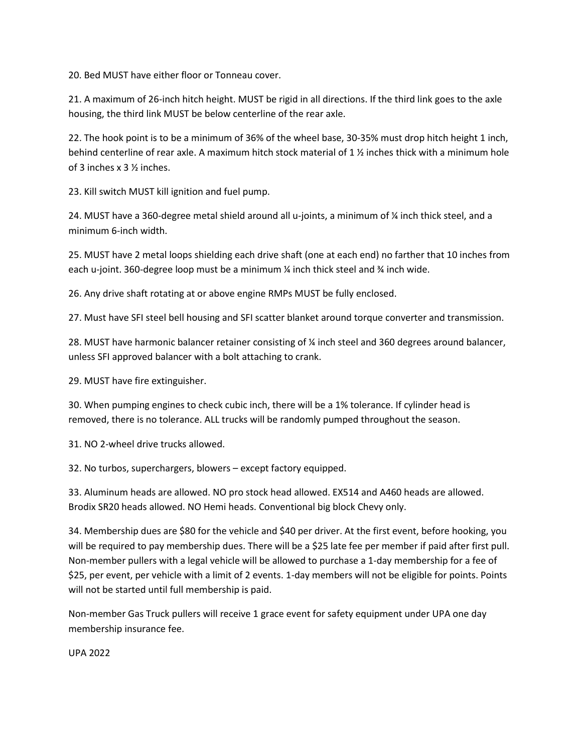20. Bed MUST have either floor or Tonneau cover.

21. A maximum of 26-inch hitch height. MUST be rigid in all directions. If the third link goes to the axle housing, the third link MUST be below centerline of the rear axle.

22. The hook point is to be a minimum of 36% of the wheel base, 30-35% must drop hitch height 1 inch, behind centerline of rear axle. A maximum hitch stock material of 1 ½ inches thick with a minimum hole of 3 inches x 3 ½ inches.

23. Kill switch MUST kill ignition and fuel pump.

24. MUST have a 360-degree metal shield around all u-joints, a minimum of ¼ inch thick steel, and a minimum 6-inch width.

25. MUST have 2 metal loops shielding each drive shaft (one at each end) no farther that 10 inches from each u-joint. 360-degree loop must be a minimum ¼ inch thick steel and ¾ inch wide.

26. Any drive shaft rotating at or above engine RMPs MUST be fully enclosed.

27. Must have SFI steel bell housing and SFI scatter blanket around torque converter and transmission.

28. MUST have harmonic balancer retainer consisting of ¼ inch steel and 360 degrees around balancer, unless SFI approved balancer with a bolt attaching to crank.

29. MUST have fire extinguisher.

30. When pumping engines to check cubic inch, there will be a 1% tolerance. If cylinder head is removed, there is no tolerance. ALL trucks will be randomly pumped throughout the season.

31. NO 2-wheel drive trucks allowed.

32. No turbos, superchargers, blowers – except factory equipped.

33. Aluminum heads are allowed. NO pro stock head allowed. EX514 and A460 heads are allowed. Brodix SR20 heads allowed. NO Hemi heads. Conventional big block Chevy only.

34. Membership dues are $80 for the vehicle and $40 per driver. At the first event, before hooking, you will be required to pay membership dues. There will be a $25 late fee per member if paid after first pull. Non-member pullers with a legal vehicle will be allowed to purchase a 1-day membership for a fee of $25, per event, per vehicle with a limit of 2 events. 1-day members will not be eligible for points. Points will not be started until full membership is paid.

Non-member Gas Truck pullers will receive 1 grace event for safety equipment under UPA one day membership insurance fee.

UPA 2022